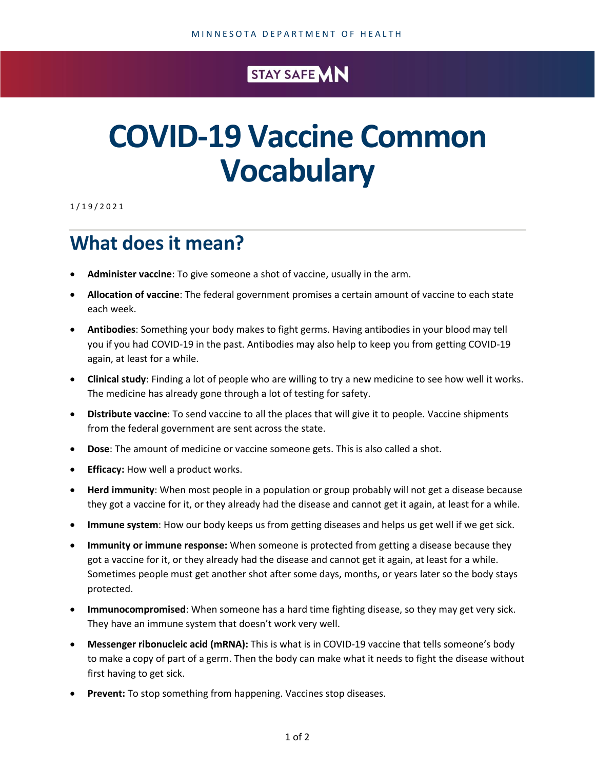# COVID-19 Vaccine Common Vocabulary

1/19/2021

## What does it mean?

- **Administer vaccine**: To give someone a shot of vaccine, usually in the arm.
- **Allocation of vaccine**: The federal government promises a certain amount of vaccine to each state each week.
- **Antibodies**: Something your body makes to fight germs. Having antibodies in your blood may tell you if you had COVID-19 in the past. Antibodies may also help to keep you from getting COVID-19 again, at least for a while.
- **Clinical study**: Finding a lot of people who are willing to try a new medicine to see how well it works. The medicine has already gone through a lot of testing for safety.
- **Distribute vaccine**: To send vaccine to all the places that will give it to people. Vaccine shipments from the federal government are sent across the state.
- **Dose**: The amount of medicine or vaccine someone gets. This is also called a shot.
- **Efficacy:** How well a product works.
- **Herd immunity**: When most people in a population or group probably will not get a disease because they got a vaccine for it, or they already had the disease and cannot get it again, at least for a while.
- **Immune system**: How our body keeps us from getting diseases and helps us get well if we get sick.
- **Immunity or immune response:** When someone is protected from getting a disease because they got a vaccine for it, or they already had the disease and cannot get it again, at least for a while. Sometimes people must get another shot after some days, months, or years later so the body stays protected.
- **Immunocompromised**: When someone has a hard time fighting disease, so they may get very sick. They have an immune system that doesn't work very well.
- **Messenger ribonucleic acid (mRNA):** This is what is in COVID-19 vaccine that tells someone's body to make a copy of part of a germ. Then the body can make what it needs to fight the disease without first having to get sick.
- **Prevent:** To stop something from happening. Vaccines stop diseases.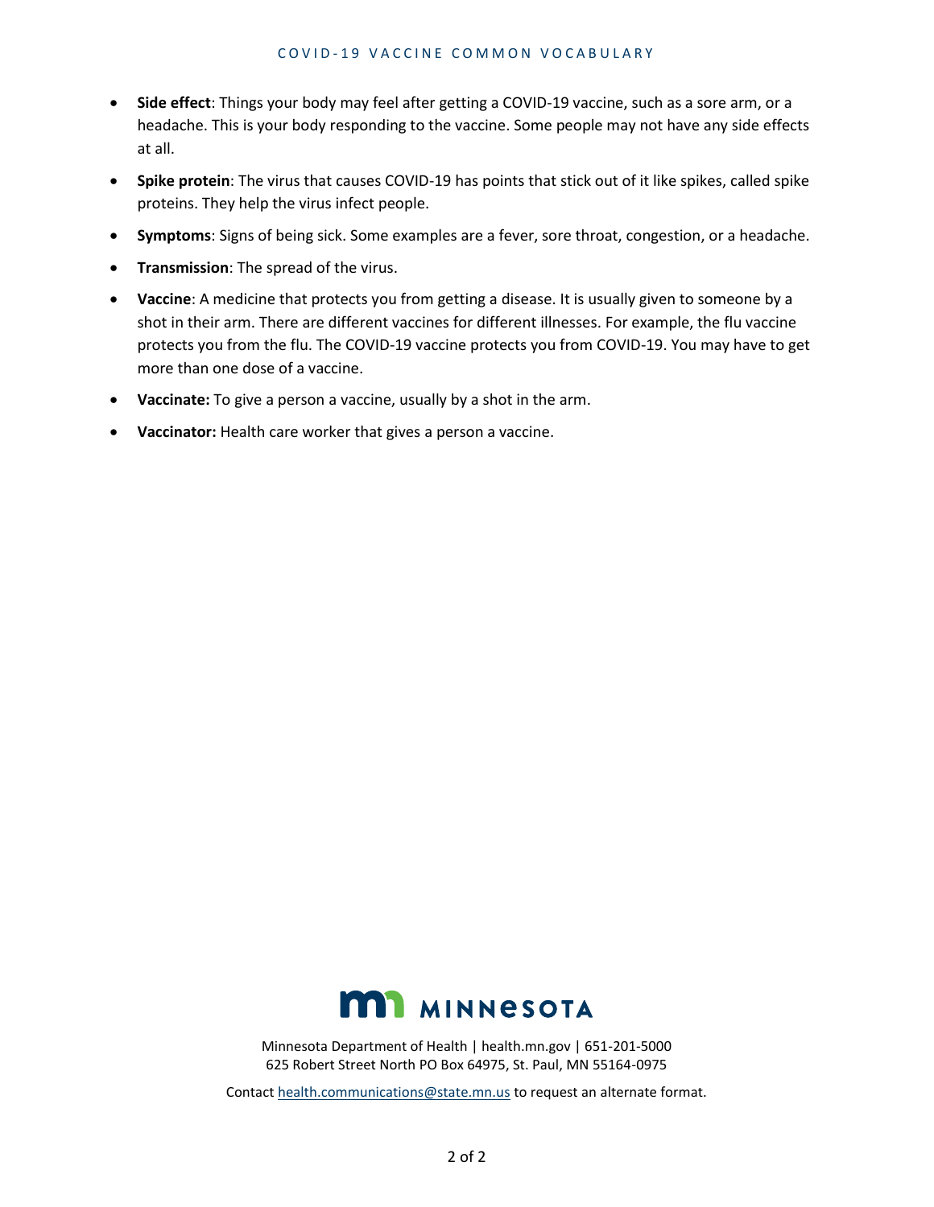- **Side effect**: Things your body may feel after getting a COVID-19 vaccine, such as a sore arm, or a headache. This is your body responding to the vaccine. Some people may not have any side effects at all.
- **Spike protein**: The virus that causes COVID-19 has points that stick out of it like spikes, called spike proteins. They help the virus infect people.
- **Symptoms**: Signs of being sick. Some examples are a fever, sore throat, congestion, or a headache.
- **Transmission**: The spread of the virus.
- **Vaccine**: A medicine that protects you from getting a disease. It is usually given to someone by a shot in their arm. There are different vaccines for different illnesses. For example, the flu vaccine protects you from the flu. The COVID-19 vaccine protects you from COVID-19. You may have to get more than one dose of a vaccine.
- **Vaccinate:** To give a person a vaccine, usually by a shot in the arm.
- **Vaccinator:** Health care worker that gives a person a vaccine.

MINNESOTA

Minnesota Department of Health | health.mn.gov | 651-201-5000
625 Robert Street North PO Box 64975, St. Paul, MN 55164-0975

Contact health.communications@state.mn.us to request an alternate format.